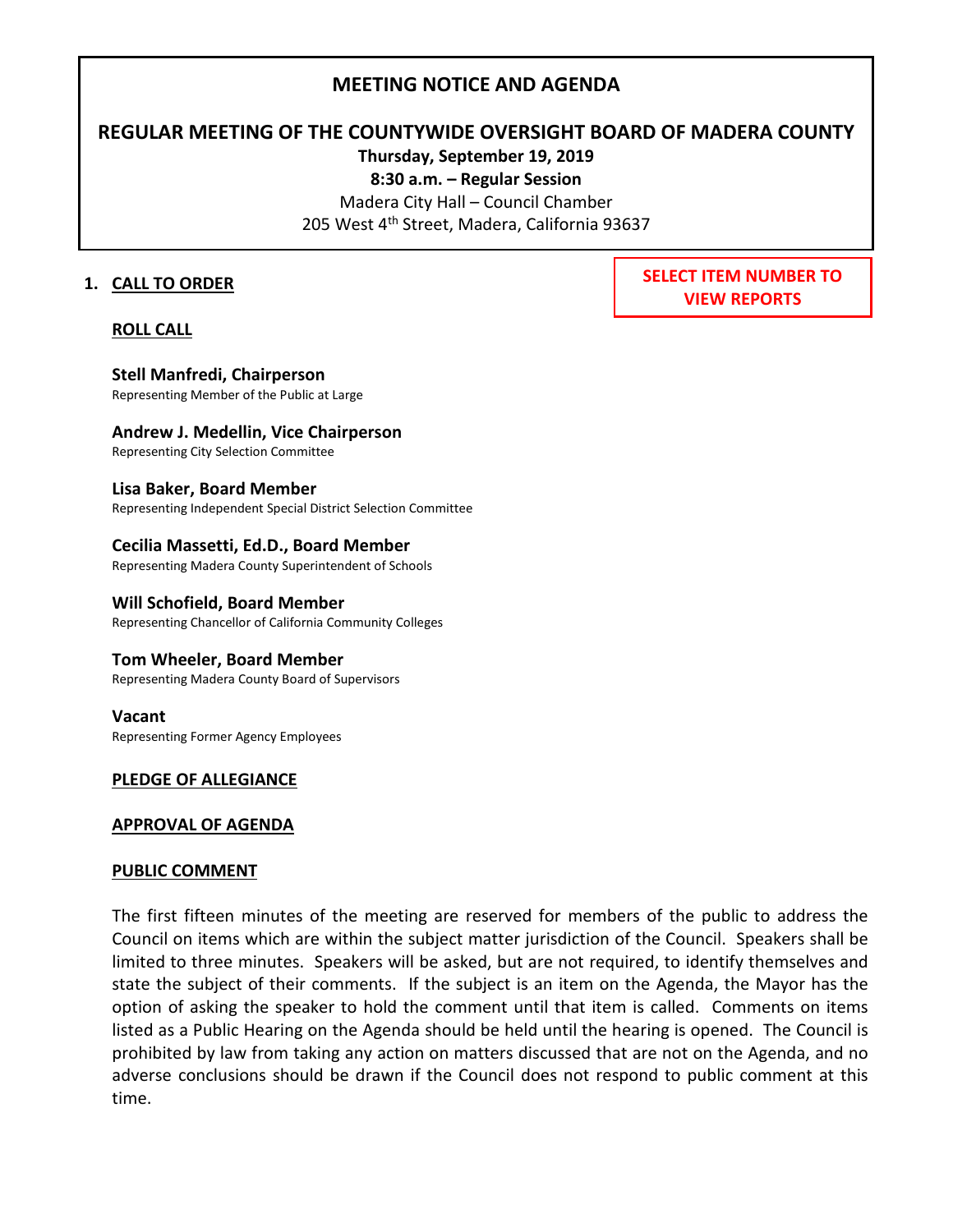# MEETING NOTICE AND AGENDA

## REGULAR MEETING OF THE COUNTYWIDE OVERSIGHT BOARD OF MADERA COUNTY

**Thursday, September 19, 2019**

**8:30 a.m. – Regular Session**

Madera City Hall – Council Chamber

205 West 4th Street, Madera, California 93637

**SELECT ITEM NUMBER TO VIEW REPORTS**

1. **CALL TO ORDER**

**ROLL CALL**

**Stell Manfredi, Chairperson**
Representing Member of the Public at Large

**Andrew J. Medellin, Vice Chairperson**
Representing City Selection Committee

**Lisa Baker, Board Member**
Representing Independent Special District Selection Committee

**Cecilia Massetti, Ed.D., Board Member**
Representing Madera County Superintendent of Schools

**Will Schofield, Board Member**
Representing Chancellor of California Community Colleges

**Tom Wheeler, Board Member**
Representing Madera County Board of Supervisors

**Vacant**
Representing Former Agency Employees

**PLEDGE OF ALLEGIANCE**

**APPROVAL OF AGENDA**

**PUBLIC COMMENT**

The first fifteen minutes of the meeting are reserved for members of the public to address the Council on items which are within the subject matter jurisdiction of the Council. Speakers shall be limited to three minutes. Speakers will be asked, but are not required, to identify themselves and state the subject of their comments. If the subject is an item on the Agenda, the Mayor has the option of asking the speaker to hold the comment until that item is called. Comments on items listed as a Public Hearing on the Agenda should be held until the hearing is opened. The Council is prohibited by law from taking any action on matters discussed that are not on the Agenda, and no adverse conclusions should be drawn if the Council does not respond to public comment at this time.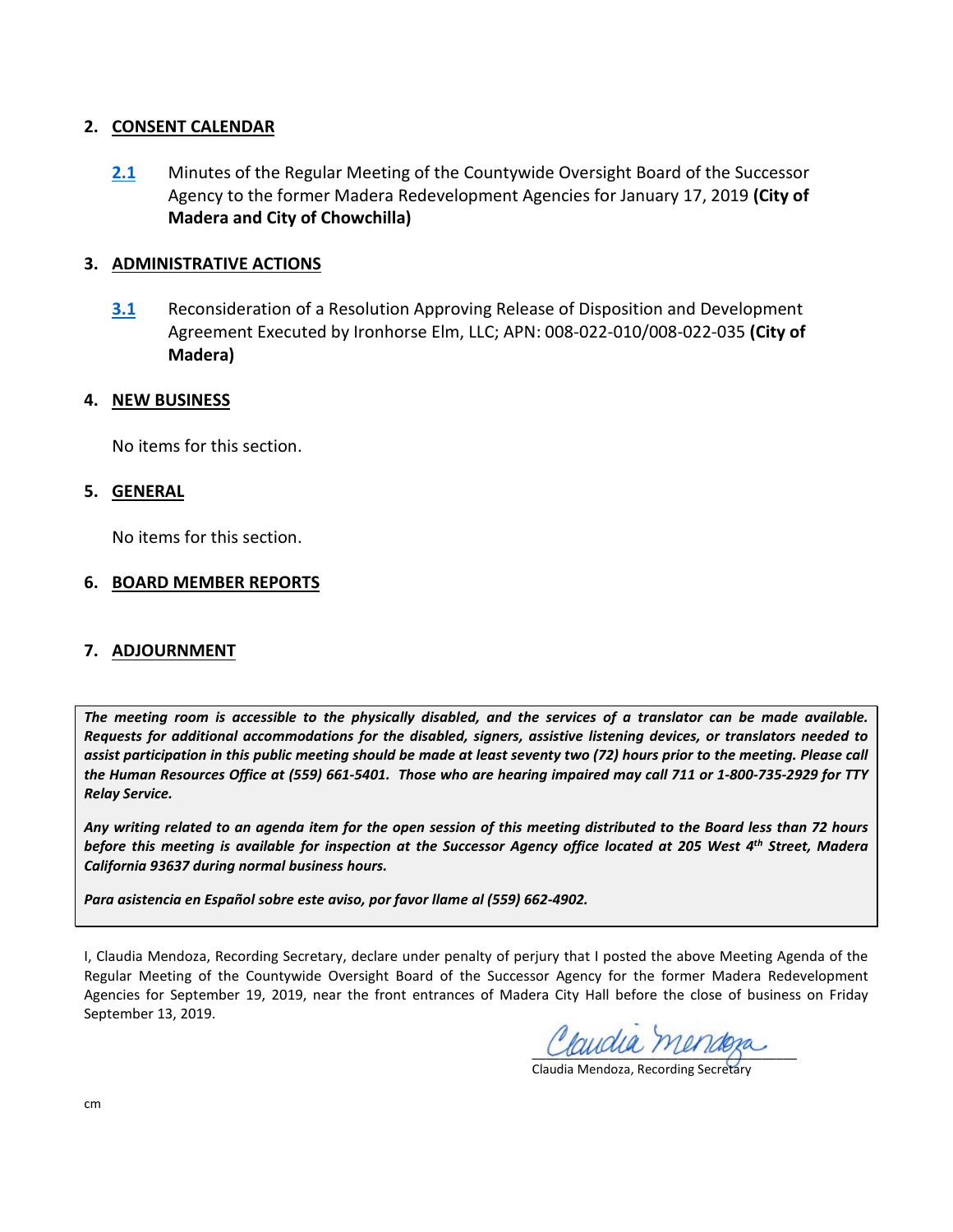## 2. CONSENT CALENDAR

**2.1** Minutes of the Regular Meeting of the Countywide Oversight Board of the Successor Agency to the former Madera Redevelopment Agencies for January 17, 2019 **(City of Madera and City of Chowchilla)**

## 3. ADMINISTRATIVE ACTIONS

**3.1** Reconsideration of a Resolution Approving Release of Disposition and Development Agreement Executed by Ironhorse Elm, LLC; APN: 008-022-010/008-022-035 **(City of Madera)**

## 4. NEW BUSINESS

No items for this section.

## 5. GENERAL

No items for this section.

## 6. BOARD MEMBER REPORTS

## 7. ADJOURNMENT

***The meeting room is accessible to the physically disabled, and the services of a translator can be made available. Requests for additional accommodations for the disabled, signers, assistive listening devices, or translators needed to assist participation in this public meeting should be made at least seventy two (72) hours prior to the meeting. Please call the Human Resources Office at (559) 661-5401. Those who are hearing impaired may call 711 or 1-800-735-2929 for TTY Relay Service.***

***Any writing related to an agenda item for the open session of this meeting distributed to the Board less than 72 hours before this meeting is available for inspection at the Successor Agency office located at 205 West 4th Street, Madera California 93637 during normal business hours.***

***Para asistencia en Español sobre este aviso, por favor llame al (559) 662-4902.***

I, Claudia Mendoza, Recording Secretary, declare under penalty of perjury that I posted the above Meeting Agenda of the Regular Meeting of the Countywide Oversight Board of the Successor Agency for the former Madera Redevelopment Agencies for September 19, 2019, near the front entrances of Madera City Hall before the close of business on Friday September 13, 2019.

Claudia Mendoza

Claudia Mendoza, Recording Secretary

cm